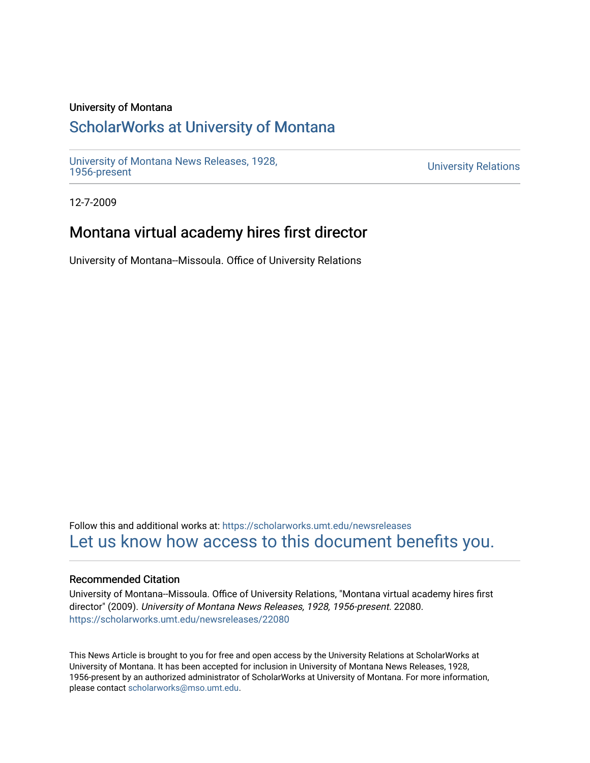University of Montana

## ScholarWorks at University of Montana

University of Montana News Releases, 1928, 1956-present

University Relations

12-7-2009

# Montana virtual academy hires first director

University of Montana--Missoula. Office of University Relations

Follow this and additional works at: https://scholarworks.umt.edu/newsreleases

Let us know how access to this document benefits you.

### Recommended Citation

University of Montana--Missoula. Office of University Relations, "Montana virtual academy hires first director" (2009). *University of Montana News Releases, 1928, 1956-present*. 22080.
https://scholarworks.umt.edu/newsreleases/22080

This News Article is brought to you for free and open access by the University Relations at ScholarWorks at University of Montana. It has been accepted for inclusion in University of Montana News Releases, 1928, 1956-present by an authorized administrator of ScholarWorks at University of Montana. For more information, please contact scholarworks@mso.umt.edu.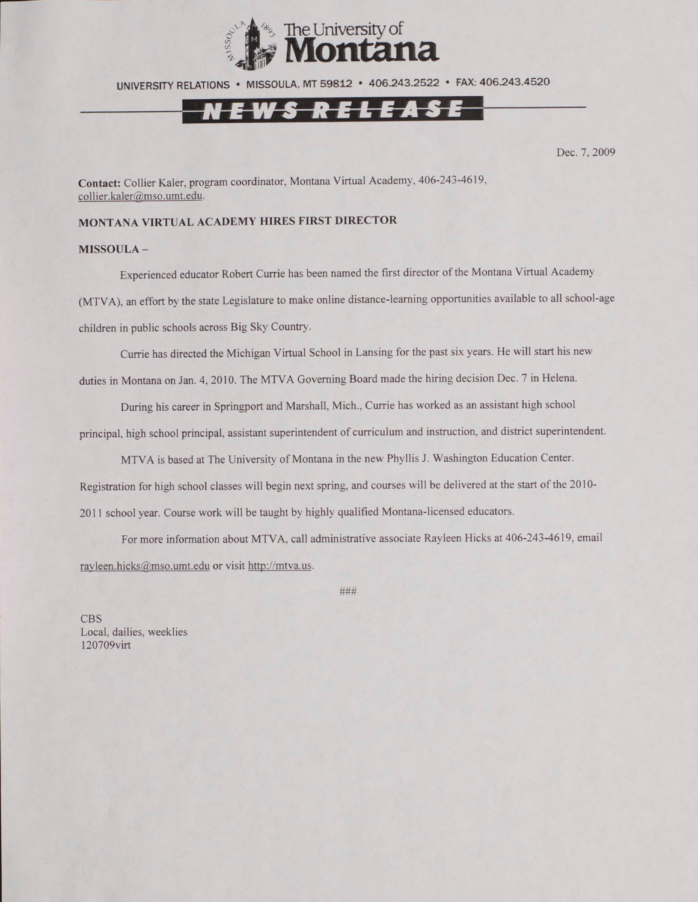The University of Montana

UNIVERSITY RELATIONS • MISSOULA, MT 59812 • 406.243.2522 • FAX: 406.243.4520

NEWS RELEASE

Dec. 7, 2009

**Contact:** Collier Kaler, program coordinator, Montana Virtual Academy, 406-243-4619, collier.kaler@mso.umt.edu.

**MONTANA VIRTUAL ACADEMY HIRES FIRST DIRECTOR**

**MISSOULA –**

Experienced educator Robert Currie has been named the first director of the Montana Virtual Academy (MTVA), an effort by the state Legislature to make online distance-learning opportunities available to all school-age children in public schools across Big Sky Country.

Currie has directed the Michigan Virtual School in Lansing for the past six years. He will start his new duties in Montana on Jan. 4, 2010. The MTVA Governing Board made the hiring decision Dec. 7 in Helena.

During his career in Springport and Marshall, Mich., Currie has worked as an assistant high school principal, high school principal, assistant superintendent of curriculum and instruction, and district superintendent.

MTVA is based at The University of Montana in the new Phyllis J. Washington Education Center. Registration for high school classes will begin next spring, and courses will be delivered at the start of the 2010-2011 school year. Course work will be taught by highly qualified Montana-licensed educators.

For more information about MTVA, call administrative associate Rayleen Hicks at 406-243-4619, email rayleen.hicks@mso.umt.edu or visit http://mtva.us.

###

CBS
Local, dailies, weeklies
120709virt